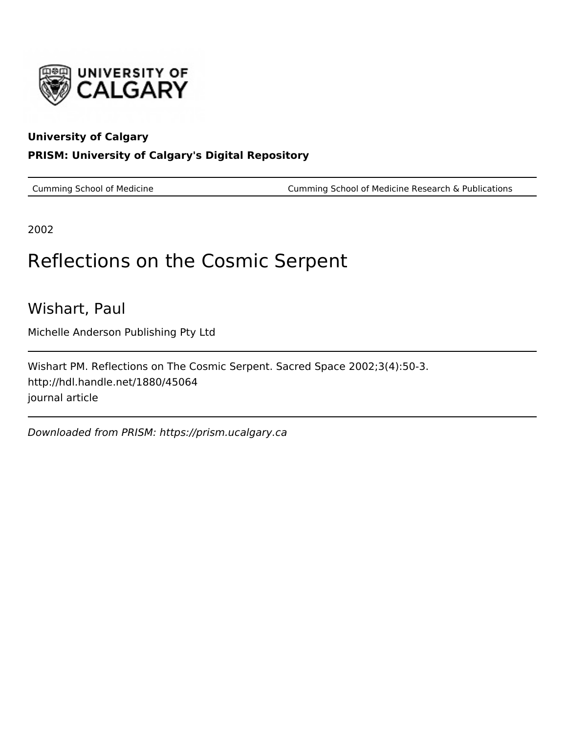**University of Calgary**

**PRISM: University of Calgary's Digital Repository**

| Cumming School of Medicine | Cumming School of Medicine Research & Publications |
| --- | --- |

2002

# Reflections on the Cosmic Serpent

## Wishart, Paul

Michelle Anderson Publishing Pty Ltd

Wishart PM. Reflections on The Cosmic Serpent. Sacred Space 2002;3(4):50-3.
http://hdl.handle.net/1880/45064
journal article

*Downloaded from PRISM: https://prism.ucalgary.ca*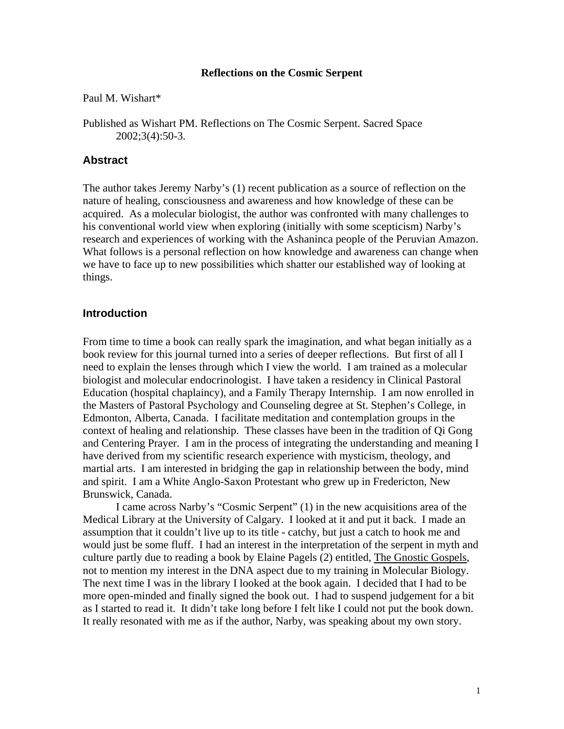**Reflections on the Cosmic Serpent**

Paul M. Wishart*

Published as Wishart PM. Reflections on The Cosmic Serpent. Sacred Space 2002;3(4):50-3.

## Abstract

The author takes Jeremy Narby's (1) recent publication as a source of reflection on the nature of healing, consciousness and awareness and how knowledge of these can be acquired. As a molecular biologist, the author was confronted with many challenges to his conventional world view when exploring (initially with some scepticism) Narby's research and experiences of working with the Ashaninca people of the Peruvian Amazon. What follows is a personal reflection on how knowledge and awareness can change when we have to face up to new possibilities which shatter our established way of looking at things.

## Introduction

From time to time a book can really spark the imagination, and what began initially as a book review for this journal turned into a series of deeper reflections. But first of all I need to explain the lenses through which I view the world. I am trained as a molecular biologist and molecular endocrinologist. I have taken a residency in Clinical Pastoral Education (hospital chaplaincy), and a Family Therapy Internship. I am now enrolled in the Masters of Pastoral Psychology and Counseling degree at St. Stephen's College, in Edmonton, Alberta, Canada. I facilitate meditation and contemplation groups in the context of healing and relationship. These classes have been in the tradition of Qi Gong and Centering Prayer. I am in the process of integrating the understanding and meaning I have derived from my scientific research experience with mysticism, theology, and martial arts. I am interested in bridging the gap in relationship between the body, mind and spirit. I am a White Anglo-Saxon Protestant who grew up in Fredericton, New Brunswick, Canada.

I came across Narby's "Cosmic Serpent" (1) in the new acquisitions area of the Medical Library at the University of Calgary. I looked at it and put it back. I made an assumption that it couldn't live up to its title - catchy, but just a catch to hook me and would just be some fluff. I had an interest in the interpretation of the serpent in myth and culture partly due to reading a book by Elaine Pagels (2) entitled, The Gnostic Gospels, not to mention my interest in the DNA aspect due to my training in Molecular Biology. The next time I was in the library I looked at the book again. I decided that I had to be more open-minded and finally signed the book out. I had to suspend judgement for a bit as I started to read it. It didn't take long before I felt like I could not put the book down. It really resonated with me as if the author, Narby, was speaking about my own story.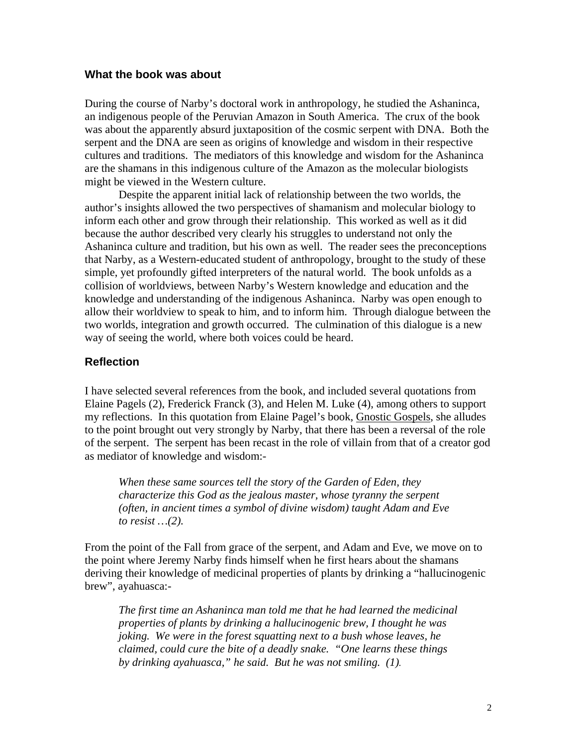## What the book was about

During the course of Narby's doctoral work in anthropology, he studied the Ashaninca, an indigenous people of the Peruvian Amazon in South America. The crux of the book was about the apparently absurd juxtaposition of the cosmic serpent with DNA. Both the serpent and the DNA are seen as origins of knowledge and wisdom in their respective cultures and traditions. The mediators of this knowledge and wisdom for the Ashaninca are the shamans in this indigenous culture of the Amazon as the molecular biologists might be viewed in the Western culture.

Despite the apparent initial lack of relationship between the two worlds, the author's insights allowed the two perspectives of shamanism and molecular biology to inform each other and grow through their relationship. This worked as well as it did because the author described very clearly his struggles to understand not only the Ashaninca culture and tradition, but his own as well. The reader sees the preconceptions that Narby, as a Western-educated student of anthropology, brought to the study of these simple, yet profoundly gifted interpreters of the natural world. The book unfolds as a collision of worldviews, between Narby's Western knowledge and education and the knowledge and understanding of the indigenous Ashaninca. Narby was open enough to allow their worldview to speak to him, and to inform him. Through dialogue between the two worlds, integration and growth occurred. The culmination of this dialogue is a new way of seeing the world, where both voices could be heard.

## Reflection

I have selected several references from the book, and included several quotations from Elaine Pagels (2), Frederick Franck (3), and Helen M. Luke (4), among others to support my reflections. In this quotation from Elaine Pagel's book, Gnostic Gospels, she alludes to the point brought out very strongly by Narby, that there has been a reversal of the role of the serpent. The serpent has been recast in the role of villain from that of a creator god as mediator of knowledge and wisdom:-

> *When these same sources tell the story of the Garden of Eden, they characterize this God as the jealous master, whose tyranny the serpent (often, in ancient times a symbol of divine wisdom) taught Adam and Eve to resist …(2).*

From the point of the Fall from grace of the serpent, and Adam and Eve, we move on to the point where Jeremy Narby finds himself when he first hears about the shamans deriving their knowledge of medicinal properties of plants by drinking a "hallucinogenic brew", ayahuasca:-

> *The first time an Ashaninca man told me that he had learned the medicinal properties of plants by drinking a hallucinogenic brew, I thought he was joking. We were in the forest squatting next to a bush whose leaves, he claimed, could cure the bite of a deadly snake. "One learns these things by drinking ayahuasca," he said. But he was not smiling. (1).*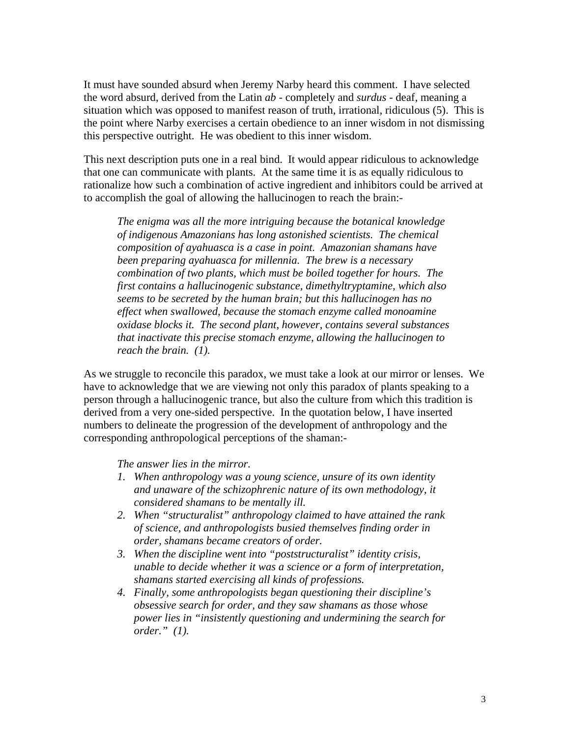It must have sounded absurd when Jeremy Narby heard this comment. I have selected the word absurd, derived from the Latin *ab* - completely and *surdus* - deaf, meaning a situation which was opposed to manifest reason of truth, irrational, ridiculous (5). This is the point where Narby exercises a certain obedience to an inner wisdom in not dismissing this perspective outright. He was obedient to this inner wisdom.

This next description puts one in a real bind. It would appear ridiculous to acknowledge that one can communicate with plants. At the same time it is as equally ridiculous to rationalize how such a combination of active ingredient and inhibitors could be arrived at to accomplish the goal of allowing the hallucinogen to reach the brain:-

> *The enigma was all the more intriguing because the botanical knowledge of indigenous Amazonians has long astonished scientists. The chemical composition of ayahuasca is a case in point. Amazonian shamans have been preparing ayahuasca for millennia. The brew is a necessary combination of two plants, which must be boiled together for hours. The first contains a hallucinogenic substance, dimethyltryptamine, which also seems to be secreted by the human brain; but this hallucinogen has no effect when swallowed, because the stomach enzyme called monoamine oxidase blocks it. The second plant, however, contains several substances that inactivate this precise stomach enzyme, allowing the hallucinogen to reach the brain. (1).*

As we struggle to reconcile this paradox, we must take a look at our mirror or lenses. We have to acknowledge that we are viewing not only this paradox of plants speaking to a person through a hallucinogenic trance, but also the culture from which this tradition is derived from a very one-sided perspective. In the quotation below, I have inserted numbers to delineate the progression of the development of anthropology and the corresponding anthropological perceptions of the shaman:-

> *The answer lies in the mirror.*
>
> 1. *When anthropology was a young science, unsure of its own identity and unaware of the schizophrenic nature of its own methodology, it considered shamans to be mentally ill.*
> 2. *When "structuralist" anthropology claimed to have attained the rank of science, and anthropologists busied themselves finding order in order, shamans became creators of order.*
> 3. *When the discipline went into "poststructuralist" identity crisis, unable to decide whether it was a science or a form of interpretation, shamans started exercising all kinds of professions.*
> 4. *Finally, some anthropologists began questioning their discipline's obsessive search for order, and they saw shamans as those whose power lies in "insistently questioning and undermining the search for order." (1).*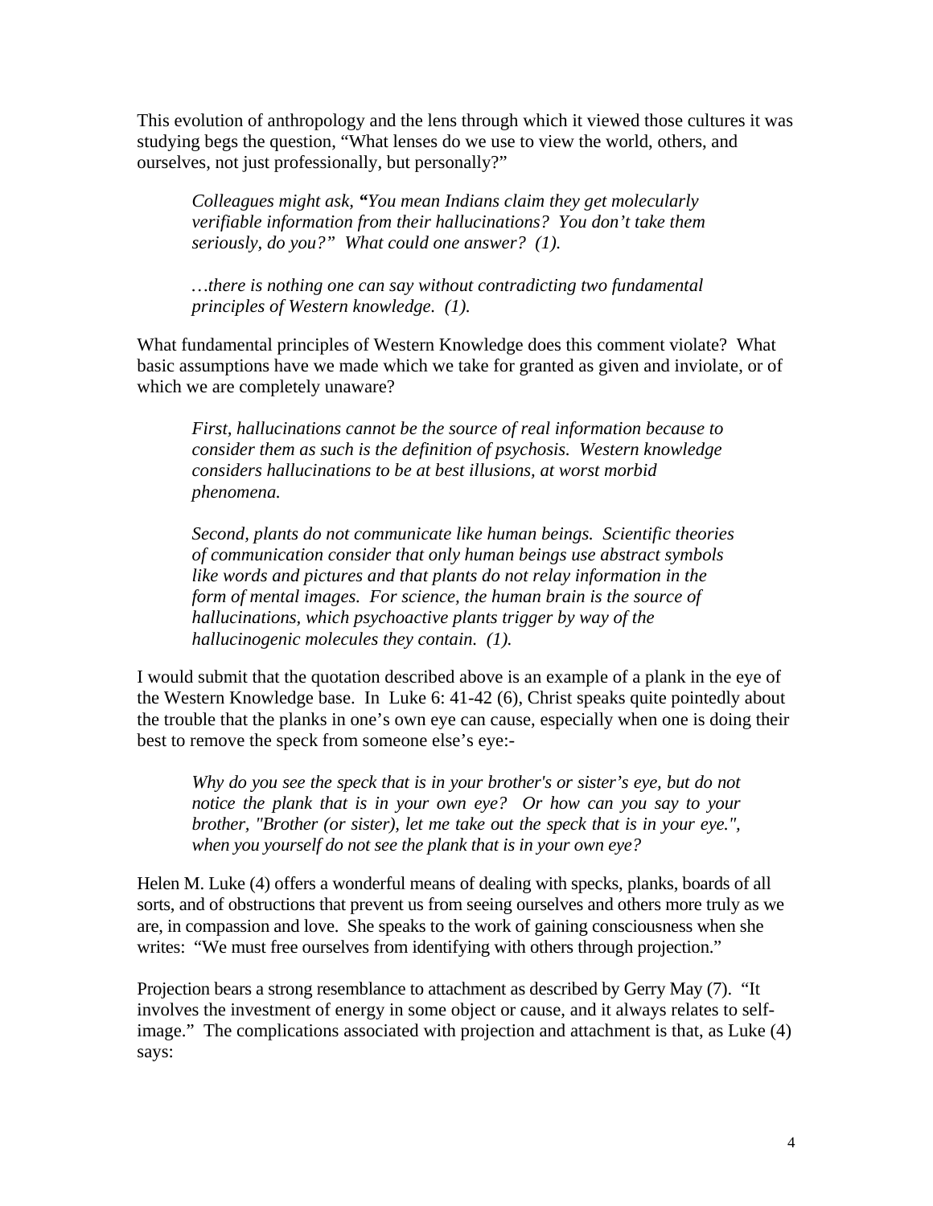This evolution of anthropology and the lens through which it viewed those cultures it was studying begs the question, "What lenses do we use to view the world, others, and ourselves, not just professionally, but personally?"

> *Colleagues might ask,* **"***You mean Indians claim they get molecularly verifiable information from their hallucinations? You don't take them seriously, do you?" What could one answer? (1).*
>
> *…there is nothing one can say without contradicting two fundamental principles of Western knowledge. (1).*

What fundamental principles of Western Knowledge does this comment violate? What basic assumptions have we made which we take for granted as given and inviolate, or of which we are completely unaware?

> *First, hallucinations cannot be the source of real information because to consider them as such is the definition of psychosis. Western knowledge considers hallucinations to be at best illusions, at worst morbid phenomena.*
>
> *Second, plants do not communicate like human beings. Scientific theories of communication consider that only human beings use abstract symbols like words and pictures and that plants do not relay information in the form of mental images. For science, the human brain is the source of hallucinations, which psychoactive plants trigger by way of the hallucinogenic molecules they contain. (1).*

I would submit that the quotation described above is an example of a plank in the eye of the Western Knowledge base. In Luke 6: 41-42 (6), Christ speaks quite pointedly about the trouble that the planks in one's own eye can cause, especially when one is doing their best to remove the speck from someone else's eye:-

> *Why do you see the speck that is in your brother's or sister's eye, but do not notice the plank that is in your own eye? Or how can you say to your brother, "Brother (or sister), let me take out the speck that is in your eye.", when you yourself do not see the plank that is in your own eye?*

Helen M. Luke (4) offers a wonderful means of dealing with specks, planks, boards of all sorts, and of obstructions that prevent us from seeing ourselves and others more truly as we are, in compassion and love. She speaks to the work of gaining consciousness when she writes: "We must free ourselves from identifying with others through projection."

Projection bears a strong resemblance to attachment as described by Gerry May (7). "It involves the investment of energy in some object or cause, and it always relates to self-image." The complications associated with projection and attachment is that, as Luke (4) says: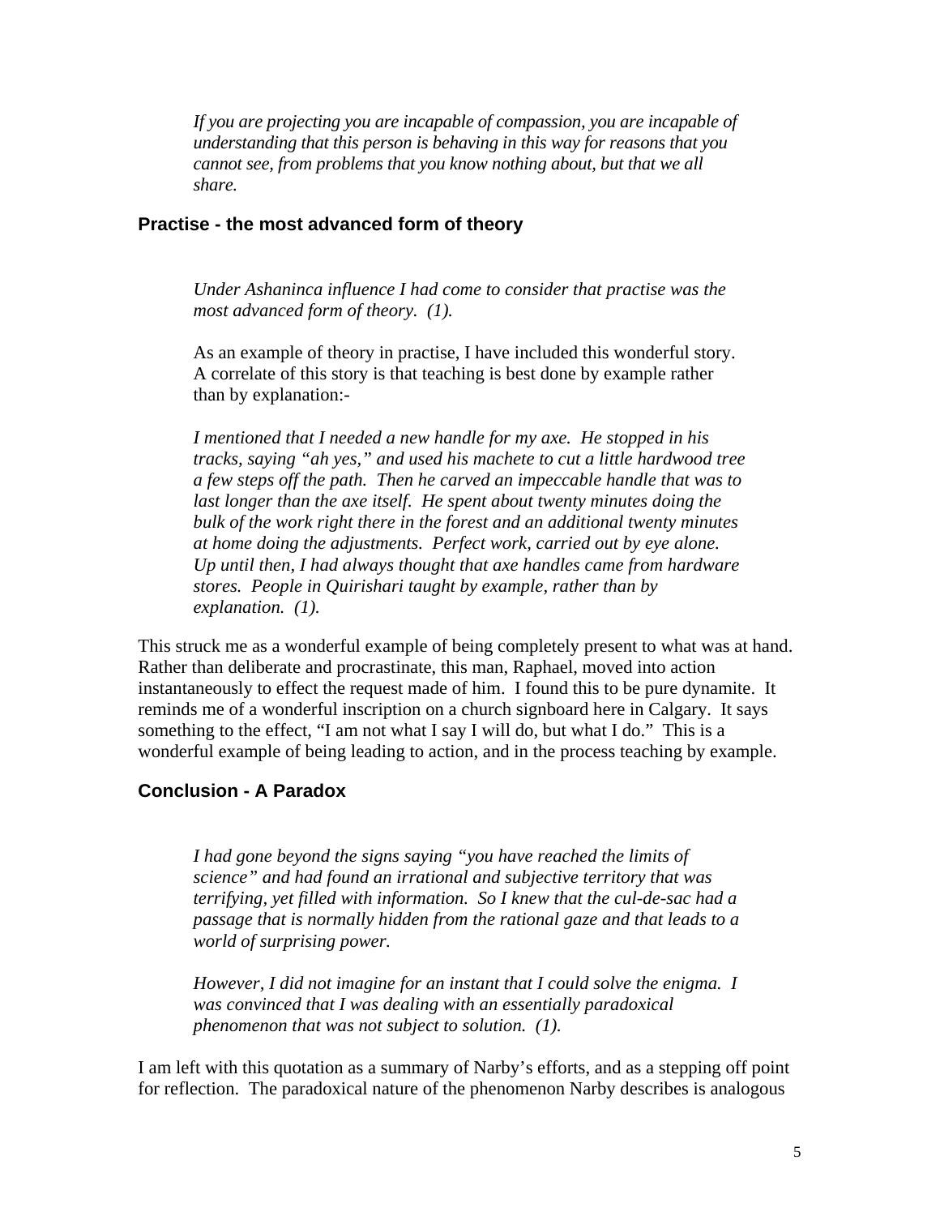*If you are projecting you are incapable of compassion, you are incapable of understanding that this person is behaving in this way for reasons that you cannot see, from problems that you know nothing about, but that we all share.*

### Practise - the most advanced form of theory

*Under Ashaninca influence I had come to consider that practise was the most advanced form of theory. (1).*

As an example of theory in practise, I have included this wonderful story. A correlate of this story is that teaching is best done by example rather than by explanation:-

*I mentioned that I needed a new handle for my axe. He stopped in his tracks, saying "ah yes," and used his machete to cut a little hardwood tree a few steps off the path. Then he carved an impeccable handle that was to last longer than the axe itself. He spent about twenty minutes doing the bulk of the work right there in the forest and an additional twenty minutes at home doing the adjustments. Perfect work, carried out by eye alone. Up until then, I had always thought that axe handles came from hardware stores. People in Quirishari taught by example, rather than by explanation. (1).*

This struck me as a wonderful example of being completely present to what was at hand. Rather than deliberate and procrastinate, this man, Raphael, moved into action instantaneously to effect the request made of him. I found this to be pure dynamite. It reminds me of a wonderful inscription on a church signboard here in Calgary. It says something to the effect, "I am not what I say I will do, but what I do." This is a wonderful example of being leading to action, and in the process teaching by example.

### Conclusion - A Paradox

*I had gone beyond the signs saying "you have reached the limits of science" and had found an irrational and subjective territory that was terrifying, yet filled with information. So I knew that the cul-de-sac had a passage that is normally hidden from the rational gaze and that leads to a world of surprising power.*

*However, I did not imagine for an instant that I could solve the enigma. I was convinced that I was dealing with an essentially paradoxical phenomenon that was not subject to solution. (1).*

I am left with this quotation as a summary of Narby's efforts, and as a stepping off point for reflection. The paradoxical nature of the phenomenon Narby describes is analogous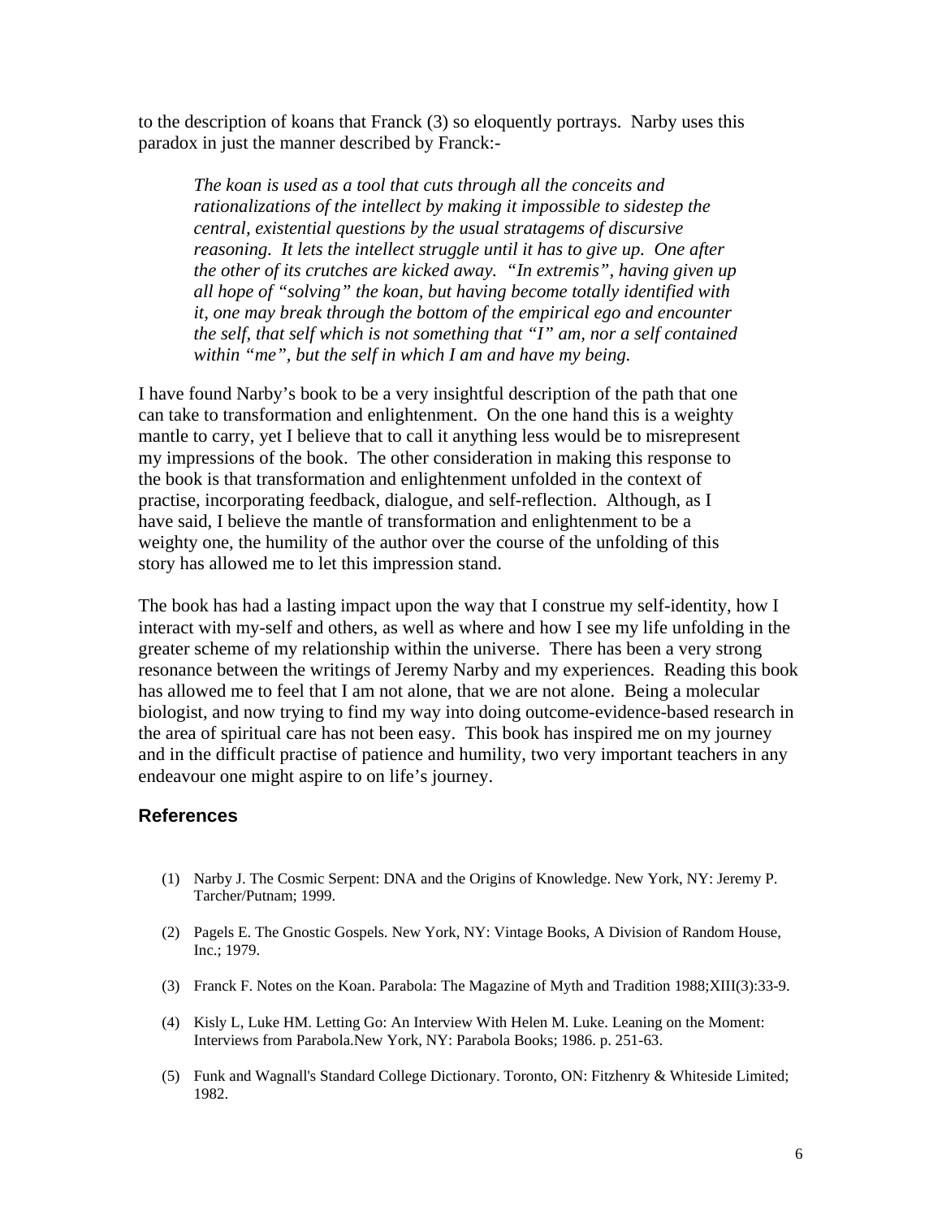to the description of koans that Franck (3) so eloquently portrays. Narby uses this paradox in just the manner described by Franck:-

> *The koan is used as a tool that cuts through all the conceits and rationalizations of the intellect by making it impossible to sidestep the central, existential questions by the usual stratagems of discursive reasoning. It lets the intellect struggle until it has to give up. One after the other of its crutches are kicked away. "In extremis", having given up all hope of "solving" the koan, but having become totally identified with it, one may break through the bottom of the empirical ego and encounter the self, that self which is not something that "I" am, nor a self contained within "me", but the self in which I am and have my being.*

I have found Narby's book to be a very insightful description of the path that one can take to transformation and enlightenment. On the one hand this is a weighty mantle to carry, yet I believe that to call it anything less would be to misrepresent my impressions of the book. The other consideration in making this response to the book is that transformation and enlightenment unfolded in the context of practise, incorporating feedback, dialogue, and self-reflection. Although, as I have said, I believe the mantle of transformation and enlightenment to be a weighty one, the humility of the author over the course of the unfolding of this story has allowed me to let this impression stand.

The book has had a lasting impact upon the way that I construe my self-identity, how I interact with my-self and others, as well as where and how I see my life unfolding in the greater scheme of my relationship within the universe. There has been a very strong resonance between the writings of Jeremy Narby and my experiences. Reading this book has allowed me to feel that I am not alone, that we are not alone. Being a molecular biologist, and now trying to find my way into doing outcome-evidence-based research in the area of spiritual care has not been easy. This book has inspired me on my journey and in the difficult practise of patience and humility, two very important teachers in any endeavour one might aspire to on life's journey.

## References

(1) Narby J. The Cosmic Serpent: DNA and the Origins of Knowledge. New York, NY: Jeremy P. Tarcher/Putnam; 1999.

(2) Pagels E. The Gnostic Gospels. New York, NY: Vintage Books, A Division of Random House, Inc.; 1979.

(3) Franck F. Notes on the Koan. Parabola: The Magazine of Myth and Tradition 1988;XIII(3):33-9.

(4) Kisly L, Luke HM. Letting Go: An Interview With Helen M. Luke. Leaning on the Moment: Interviews from Parabola.New York, NY: Parabola Books; 1986. p. 251-63.

(5) Funk and Wagnall's Standard College Dictionary. Toronto, ON: Fitzhenry & Whiteside Limited; 1982.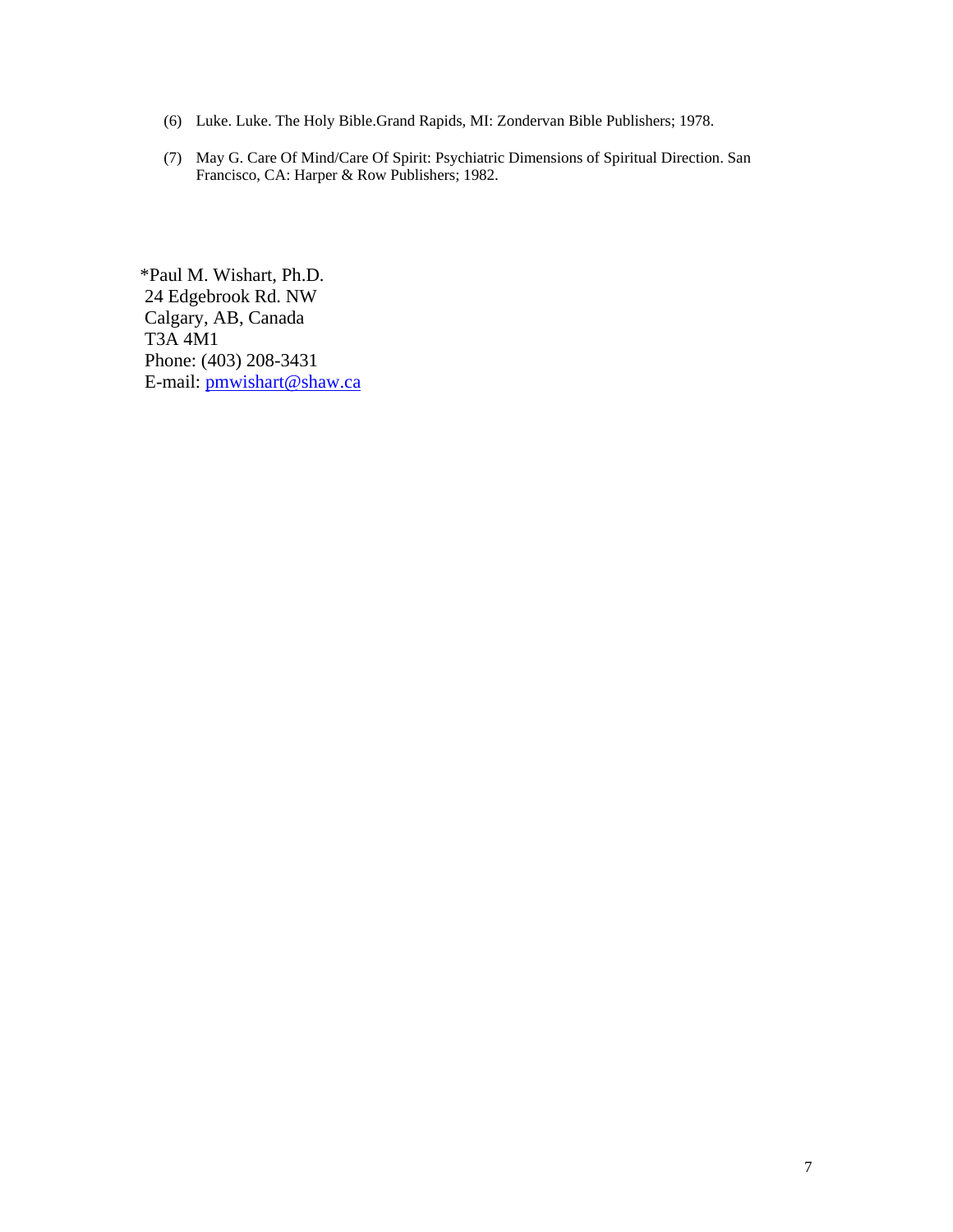(6) Luke. Luke. The Holy Bible.Grand Rapids, MI: Zondervan Bible Publishers; 1978.

(7) May G. Care Of Mind/Care Of Spirit: Psychiatric Dimensions of Spiritual Direction. San Francisco, CA: Harper & Row Publishers; 1982.

*Paul M. Wishart, Ph.D.  
24 Edgebrook Rd. NW  
Calgary, AB, Canada  
T3A 4M1  
Phone: (403) 208-3431  
E-mail: pmwishart@shaw.ca